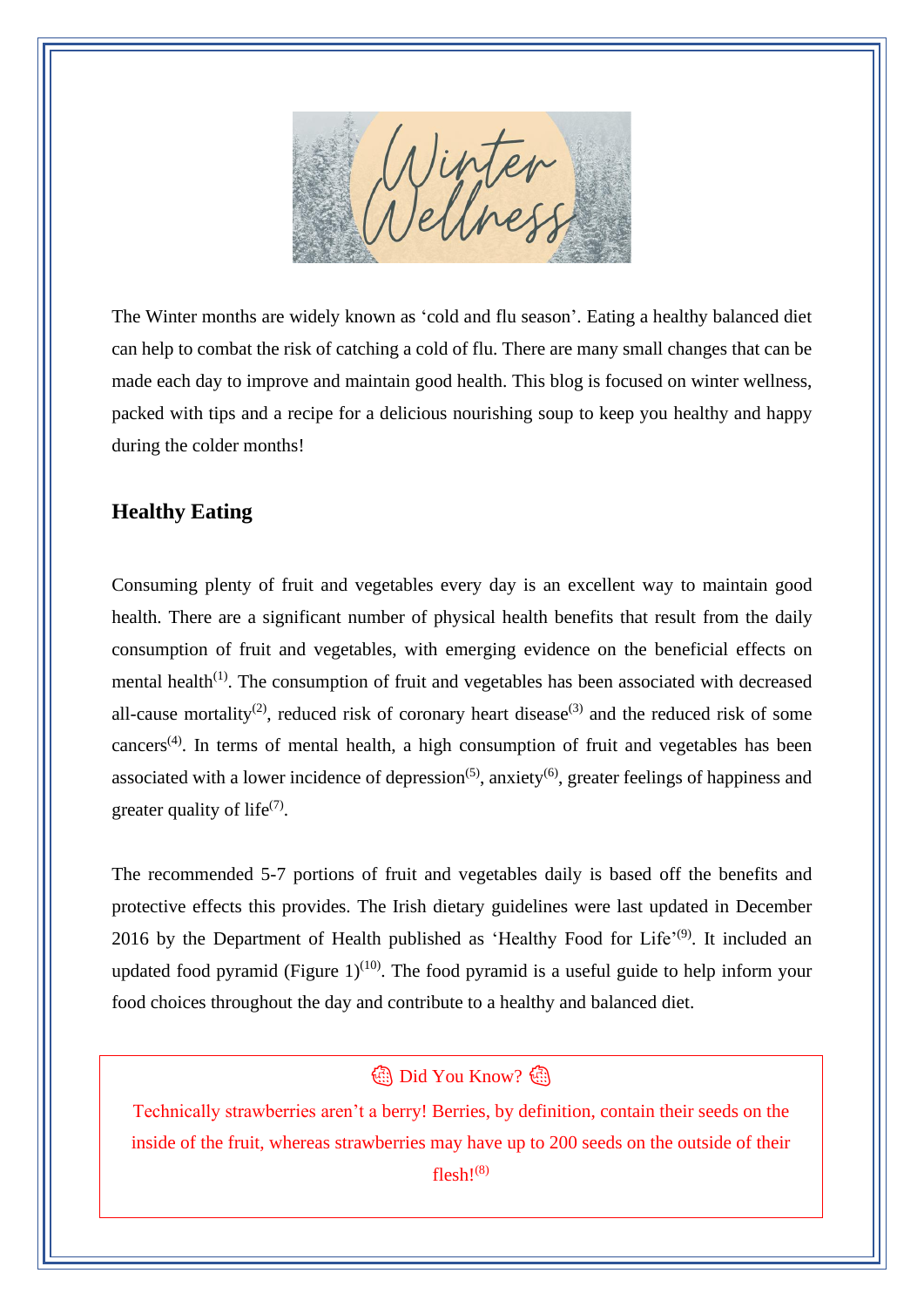The Winter months are widely known as 'cold and flu season'. Eating a healthy balanced diet can help to combat the risk of catching a cold of flu. There are many small changes that can be made each day to improve and maintain good health. This blog is focused on winter wellness, packed with tips and a recipe for a delicious nourishing soup to keep you healthy and happy during the colder months!

## Healthy Eating

Consuming plenty of fruit and vegetables every day is an excellent way to maintain good health. There are a significant number of physical health benefits that result from the daily consumption of fruit and vegetables, with emerging evidence on the beneficial effects on mental health[1]. The consumption of fruit and vegetables has been associated with decreased all-cause mortality[2], reduced risk of coronary heart disease[3] and the reduced risk of some cancers[4]. In terms of mental health, a high consumption of fruit and vegetables has been associated with a lower incidence of depression[5], anxiety[6], greater feelings of happiness and greater quality of life[7].

The recommended 5-7 portions of fruit and vegetables daily is based off the benefits and protective effects this provides. The Irish dietary guidelines were last updated in December 2016 by the Department of Health published as 'Healthy Food for Life'[9]. It included an updated food pyramid (Figure 1)[10]. The food pyramid is a useful guide to help inform your food choices throughout the day and contribute to a healthy and balanced diet.

> 🍓 Did You Know? 🍓
>
> Technically strawberries aren't a berry! Berries, by definition, contain their seeds on the inside of the fruit, whereas strawberries may have up to 200 seeds on the outside of their flesh![8]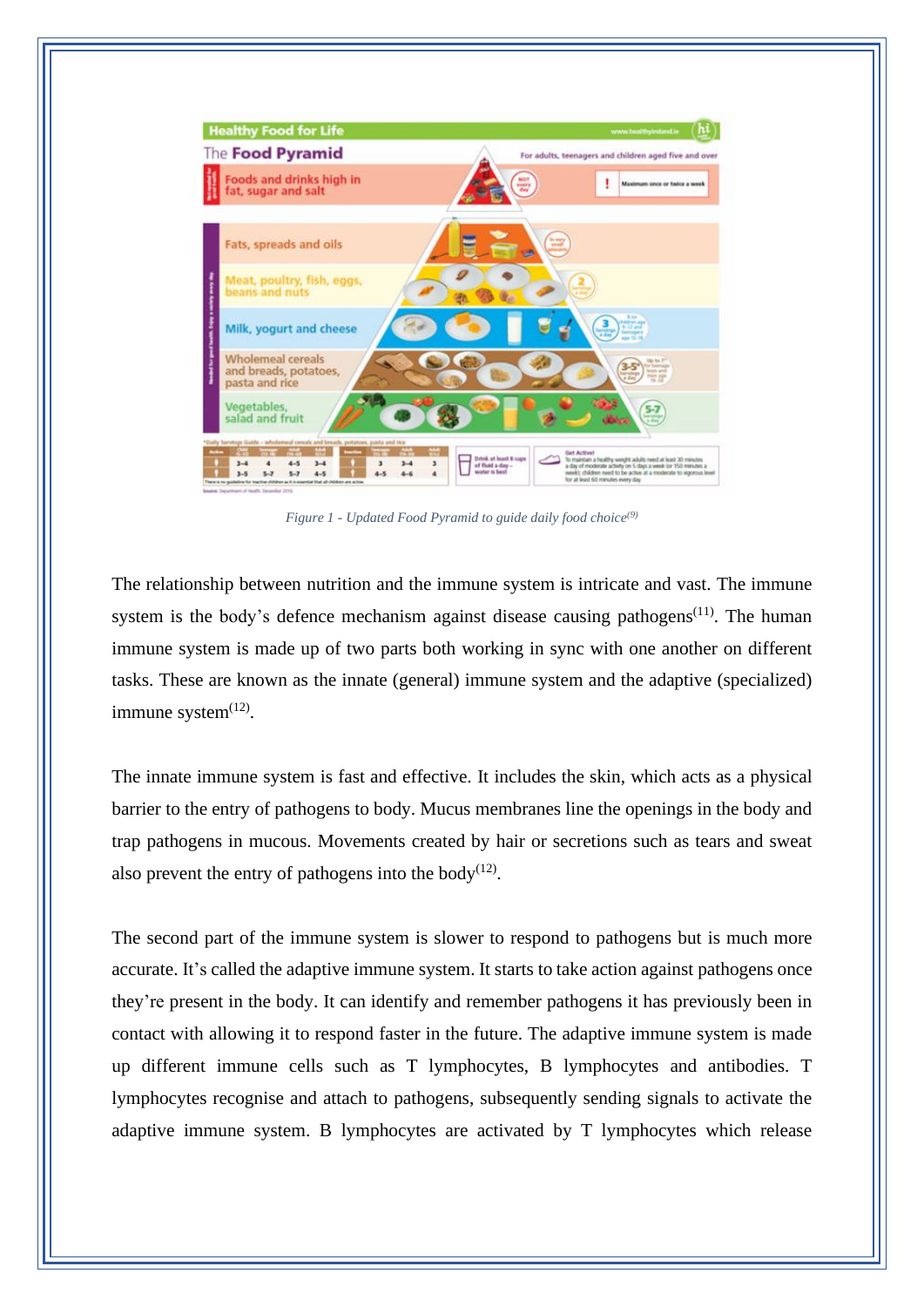*Figure 1 - Updated Food Pyramid to guide daily food choice*[9]

The relationship between nutrition and the immune system is intricate and vast. The immune system is the body's defence mechanism against disease causing pathogens[11]. The human immune system is made up of two parts both working in sync with one another on different tasks. These are known as the innate (general) immune system and the adaptive (specialized) immune system[12].

The innate immune system is fast and effective. It includes the skin, which acts as a physical barrier to the entry of pathogens to body. Mucus membranes line the openings in the body and trap pathogens in mucous. Movements created by hair or secretions such as tears and sweat also prevent the entry of pathogens into the body[12].

The second part of the immune system is slower to respond to pathogens but is much more accurate. It's called the adaptive immune system. It starts to take action against pathogens once they're present in the body. It can identify and remember pathogens it has previously been in contact with allowing it to respond faster in the future. The adaptive immune system is made up different immune cells such as T lymphocytes, B lymphocytes and antibodies. T lymphocytes recognise and attach to pathogens, subsequently sending signals to activate the adaptive immune system. B lymphocytes are activated by T lymphocytes which release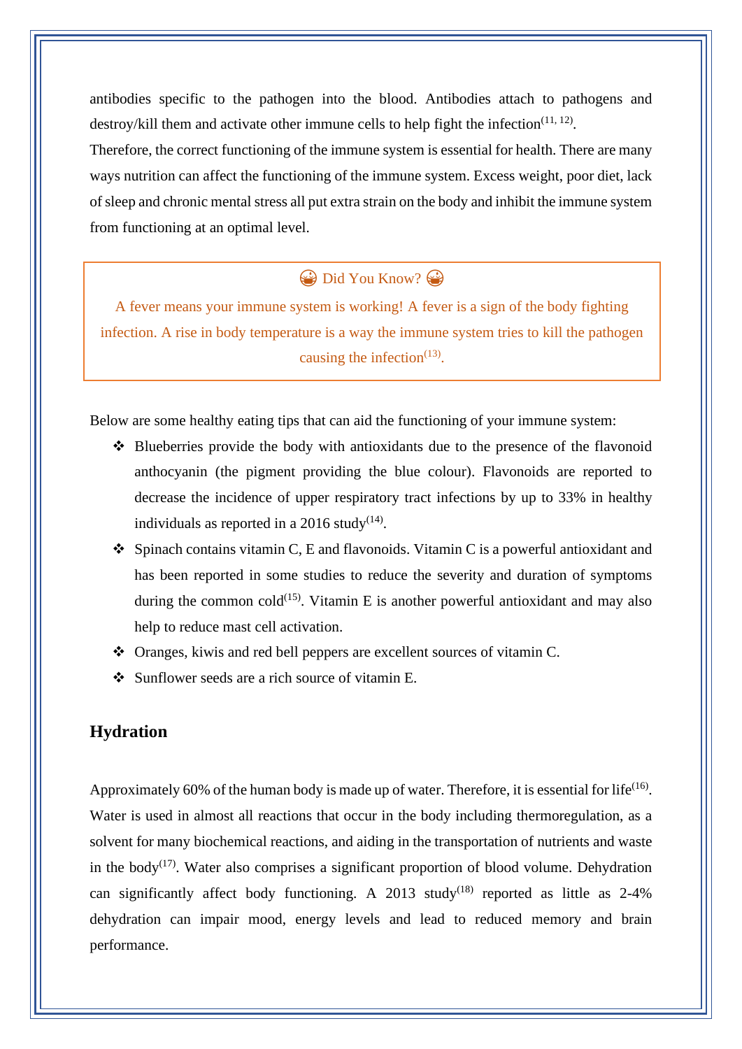antibodies specific to the pathogen into the blood. Antibodies attach to pathogens and destroy/kill them and activate other immune cells to help fight the infection[11, 12].

Therefore, the correct functioning of the immune system is essential for health. There are many ways nutrition can affect the functioning of the immune system. Excess weight, poor diet, lack of sleep and chronic mental stress all put extra strain on the body and inhibit the immune system from functioning at an optimal level.

> 😷 Did You Know? 😷
>
> A fever means your immune system is working! A fever is a sign of the body fighting infection. A rise in body temperature is a way the immune system tries to kill the pathogen causing the infection[13].

Below are some healthy eating tips that can aid the functioning of your immune system:

- Blueberries provide the body with antioxidants due to the presence of the flavonoid anthocyanin (the pigment providing the blue colour). Flavonoids are reported to decrease the incidence of upper respiratory tract infections by up to 33% in healthy individuals as reported in a 2016 study[14].
- Spinach contains vitamin C, E and flavonoids. Vitamin C is a powerful antioxidant and has been reported in some studies to reduce the severity and duration of symptoms during the common cold[15]. Vitamin E is another powerful antioxidant and may also help to reduce mast cell activation.
- Oranges, kiwis and red bell peppers are excellent sources of vitamin C.
- Sunflower seeds are a rich source of vitamin E.

## Hydration

Approximately 60% of the human body is made up of water. Therefore, it is essential for life[16]. Water is used in almost all reactions that occur in the body including thermoregulation, as a solvent for many biochemical reactions, and aiding in the transportation of nutrients and waste in the body[17]. Water also comprises a significant proportion of blood volume. Dehydration can significantly affect body functioning. A 2013 study[18] reported as little as 2-4% dehydration can impair mood, energy levels and lead to reduced memory and brain performance.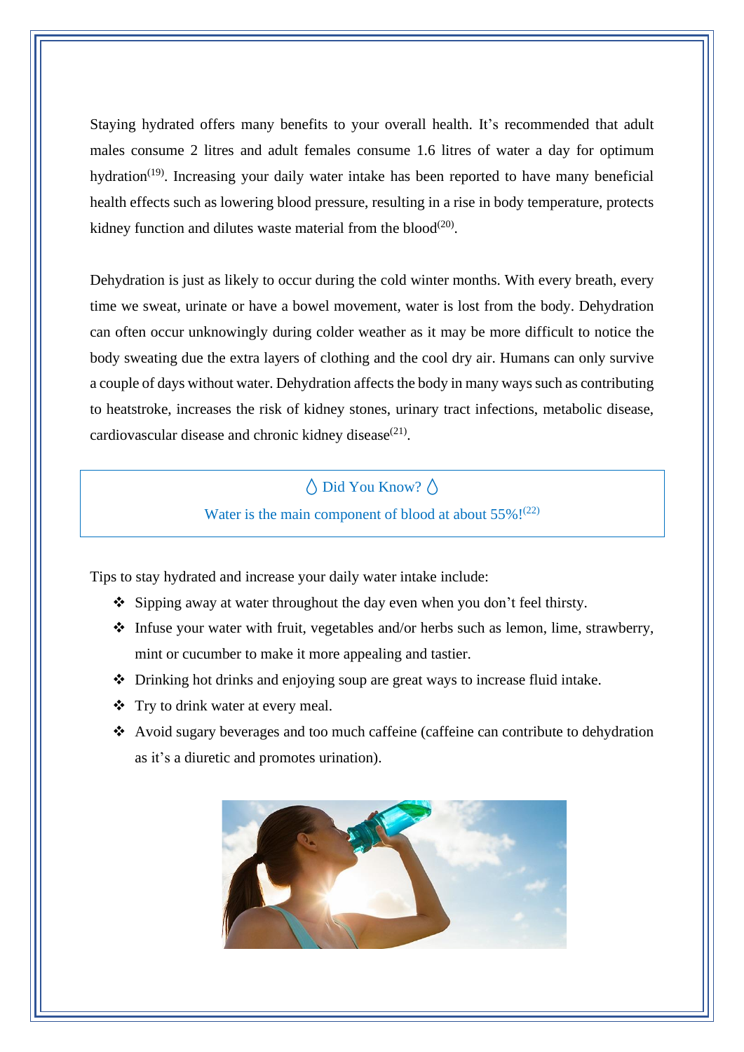Staying hydrated offers many benefits to your overall health. It's recommended that adult males consume 2 litres and adult females consume 1.6 litres of water a day for optimum hydration[19]. Increasing your daily water intake has been reported to have many beneficial health effects such as lowering blood pressure, resulting in a rise in body temperature, protects kidney function and dilutes waste material from the blood[20].

Dehydration is just as likely to occur during the cold winter months. With every breath, every time we sweat, urinate or have a bowel movement, water is lost from the body. Dehydration can often occur unknowingly during colder weather as it may be more difficult to notice the body sweating due the extra layers of clothing and the cool dry air. Humans can only survive a couple of days without water. Dehydration affects the body in many ways such as contributing to heatstroke, increases the risk of kidney stones, urinary tract infections, metabolic disease, cardiovascular disease and chronic kidney disease[21].

> 💧 Did You Know? 💧
>
> Water is the main component of blood at about 55%![22]

Tips to stay hydrated and increase your daily water intake include:

- Sipping away at water throughout the day even when you don't feel thirsty.
- Infuse your water with fruit, vegetables and/or herbs such as lemon, lime, strawberry, mint or cucumber to make it more appealing and tastier.
- Drinking hot drinks and enjoying soup are great ways to increase fluid intake.
- Try to drink water at every meal.
- Avoid sugary beverages and too much caffeine (caffeine can contribute to dehydration as it's a diuretic and promotes urination).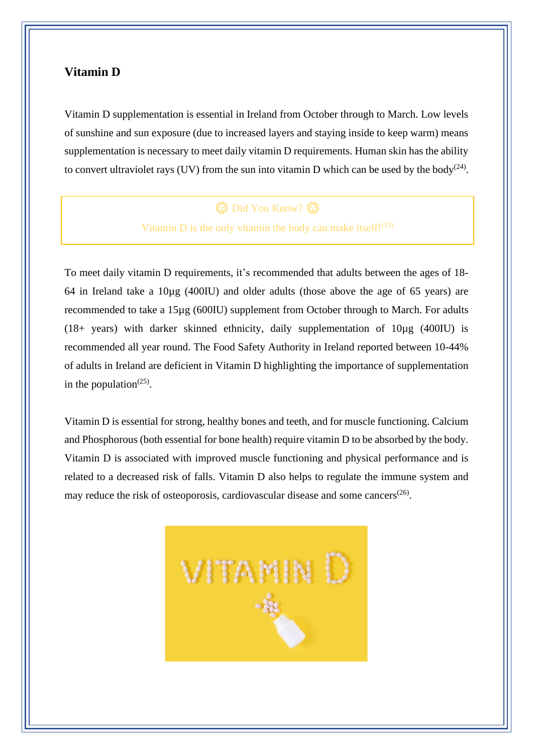## Vitamin D

Vitamin D supplementation is essential in Ireland from October through to March. Low levels of sunshine and sun exposure (due to increased layers and staying inside to keep warm) means supplementation is necessary to meet daily vitamin D requirements. Human skin has the ability to convert ultraviolet rays (UV) from the sun into vitamin D which can be used by the body[24].

> 🌞 Did You Know? 🌞
>
> Vitamin D is the only vitamin the body can make itself![23]

To meet daily vitamin D requirements, it's recommended that adults between the ages of 18-64 in Ireland take a 10µg (400IU) and older adults (those above the age of 65 years) are recommended to take a 15µg (600IU) supplement from October through to March. For adults (18+ years) with darker skinned ethnicity, daily supplementation of 10µg (400IU) is recommended all year round. The Food Safety Authority in Ireland reported between 10-44% of adults in Ireland are deficient in Vitamin D highlighting the importance of supplementation in the population[25].

Vitamin D is essential for strong, healthy bones and teeth, and for muscle functioning. Calcium and Phosphorous (both essential for bone health) require vitamin D to be absorbed by the body. Vitamin D is associated with improved muscle functioning and physical performance and is related to a decreased risk of falls. Vitamin D also helps to regulate the immune system and may reduce the risk of osteoporosis, cardiovascular disease and some cancers[26].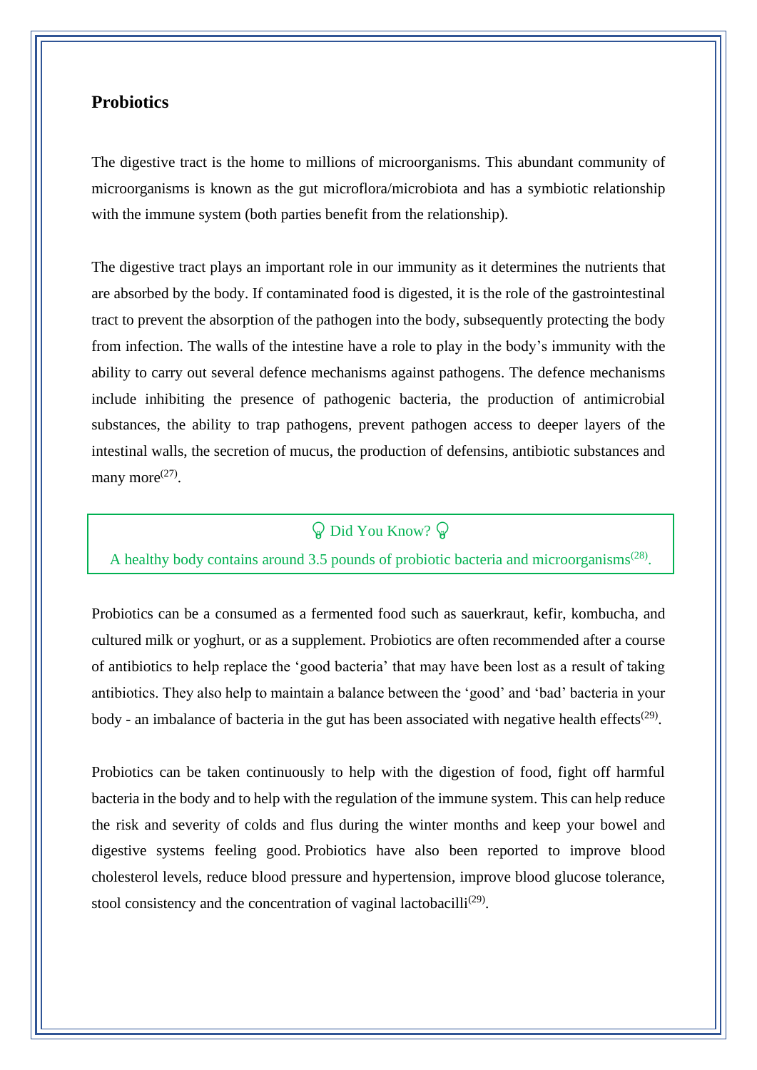## Probiotics

The digestive tract is the home to millions of microorganisms. This abundant community of microorganisms is known as the gut microflora/microbiota and has a symbiotic relationship with the immune system (both parties benefit from the relationship).

The digestive tract plays an important role in our immunity as it determines the nutrients that are absorbed by the body. If contaminated food is digested, it is the role of the gastrointestinal tract to prevent the absorption of the pathogen into the body, subsequently protecting the body from infection. The walls of the intestine have a role to play in the body's immunity with the ability to carry out several defence mechanisms against pathogens. The defence mechanisms include inhibiting the presence of pathogenic bacteria, the production of antimicrobial substances, the ability to trap pathogens, prevent pathogen access to deeper layers of the intestinal walls, the secretion of mucus, the production of defensins, antibiotic substances and many more[(27)].

> 💡 Did You Know? 💡
>
> A healthy body contains around 3.5 pounds of probiotic bacteria and microorganisms[(28)].

Probiotics can be a consumed as a fermented food such as sauerkraut, kefir, kombucha, and cultured milk or yoghurt, or as a supplement. Probiotics are often recommended after a course of antibiotics to help replace the 'good bacteria' that may have been lost as a result of taking antibiotics. They also help to maintain a balance between the 'good' and 'bad' bacteria in your body - an imbalance of bacteria in the gut has been associated with negative health effects[(29)].

Probiotics can be taken continuously to help with the digestion of food, fight off harmful bacteria in the body and to help with the regulation of the immune system. This can help reduce the risk and severity of colds and flus during the winter months and keep your bowel and digestive systems feeling good. Probiotics have also been reported to improve blood cholesterol levels, reduce blood pressure and hypertension, improve blood glucose tolerance, stool consistency and the concentration of vaginal lactobacilli[(29)].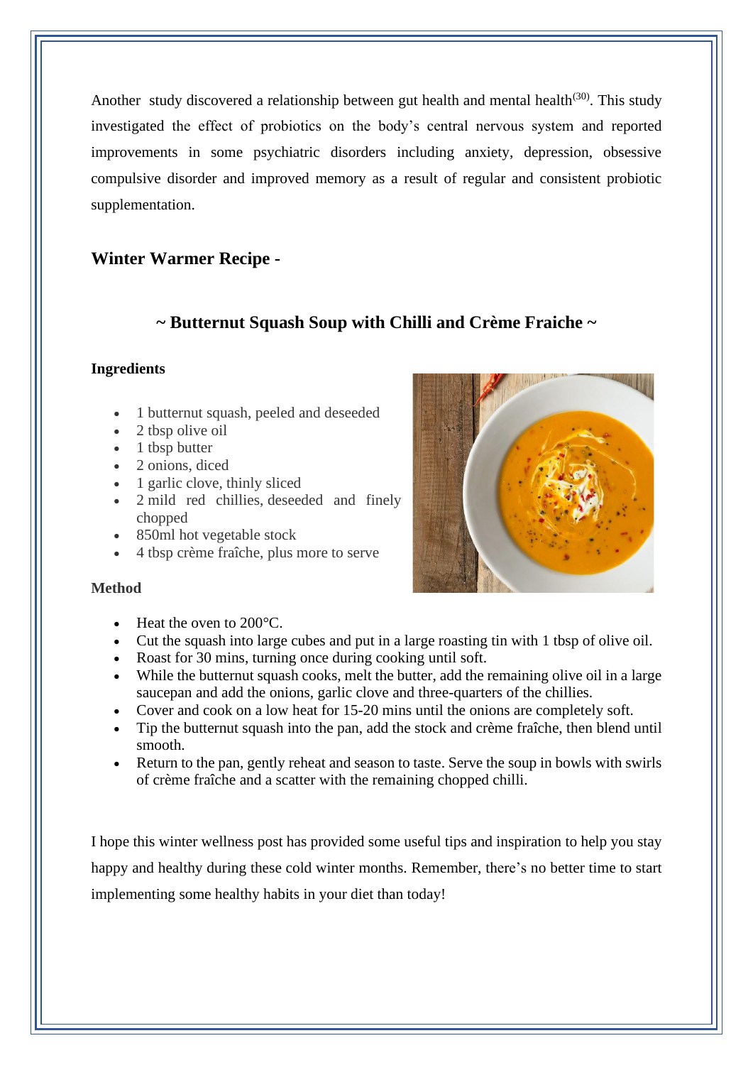Another study discovered a relationship between gut health and mental health[30]. This study investigated the effect of probiotics on the body's central nervous system and reported improvements in some psychiatric disorders including anxiety, depression, obsessive compulsive disorder and improved memory as a result of regular and consistent probiotic supplementation.

## Winter Warmer Recipe -

### ~ Butternut Squash Soup with Chilli and Crème Fraiche ~

**Ingredients**

- 1 butternut squash, peeled and deseeded
- 2 tbsp olive oil
- 1 tbsp butter
- 2 onions, diced
- 1 garlic clove, thinly sliced
- 2 mild red chillies, deseeded and finely chopped
- 850ml hot vegetable stock
- 4 tbsp crème fraîche, plus more to serve

**Method**

- Heat the oven to 200°C.
- Cut the squash into large cubes and put in a large roasting tin with 1 tbsp of olive oil.
- Roast for 30 mins, turning once during cooking until soft.
- While the butternut squash cooks, melt the butter, add the remaining olive oil in a large saucepan and add the onions, garlic clove and three-quarters of the chillies.
- Cover and cook on a low heat for 15-20 mins until the onions are completely soft.
- Tip the butternut squash into the pan, add the stock and crème fraîche, then blend until smooth.
- Return to the pan, gently reheat and season to taste. Serve the soup in bowls with swirls of crème fraîche and a scatter with the remaining chopped chilli.

I hope this winter wellness post has provided some useful tips and inspiration to help you stay happy and healthy during these cold winter months. Remember, there's no better time to start implementing some healthy habits in your diet than today!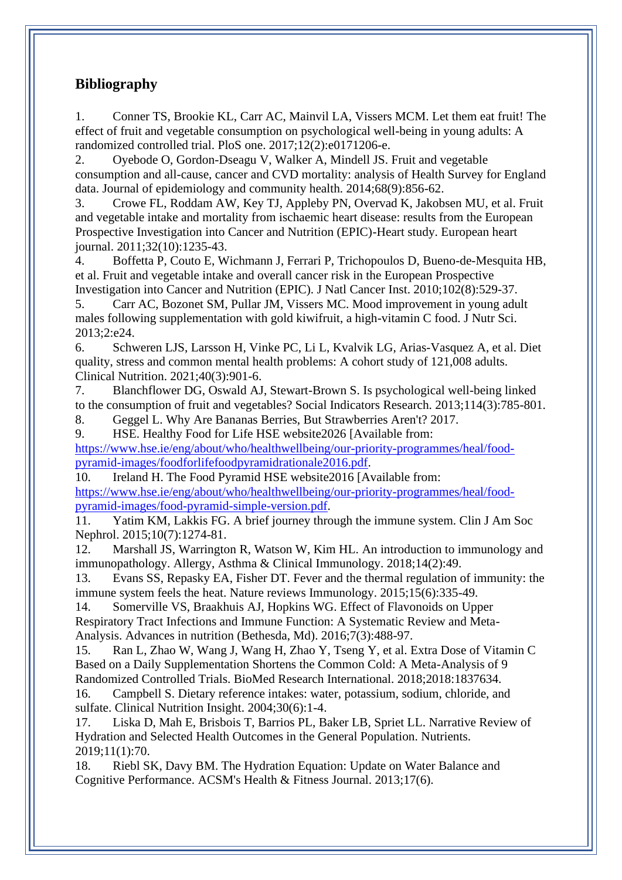## Bibliography

1. Conner TS, Brookie KL, Carr AC, Mainvil LA, Vissers MCM. Let them eat fruit! The effect of fruit and vegetable consumption on psychological well-being in young adults: A randomized controlled trial. PloS one. 2017;12(2):e0171206-e.
2. Oyebode O, Gordon-Dseagu V, Walker A, Mindell JS. Fruit and vegetable consumption and all-cause, cancer and CVD mortality: analysis of Health Survey for England data. Journal of epidemiology and community health. 2014;68(9):856-62.
3. Crowe FL, Roddam AW, Key TJ, Appleby PN, Overvad K, Jakobsen MU, et al. Fruit and vegetable intake and mortality from ischaemic heart disease: results from the European Prospective Investigation into Cancer and Nutrition (EPIC)-Heart study. European heart journal. 2011;32(10):1235-43.
4. Boffetta P, Couto E, Wichmann J, Ferrari P, Trichopoulos D, Bueno-de-Mesquita HB, et al. Fruit and vegetable intake and overall cancer risk in the European Prospective Investigation into Cancer and Nutrition (EPIC). J Natl Cancer Inst. 2010;102(8):529-37.
5. Carr AC, Bozonet SM, Pullar JM, Vissers MC. Mood improvement in young adult males following supplementation with gold kiwifruit, a high-vitamin C food. J Nutr Sci. 2013;2:e24.
6. Schweren LJS, Larsson H, Vinke PC, Li L, Kvalvik LG, Arias-Vasquez A, et al. Diet quality, stress and common mental health problems: A cohort study of 121,008 adults. Clinical Nutrition. 2021;40(3):901-6.
7. Blanchflower DG, Oswald AJ, Stewart-Brown S. Is psychological well-being linked to the consumption of fruit and vegetables? Social Indicators Research. 2013;114(3):785-801.
8. Geggel L. Why Are Bananas Berries, But Strawberries Aren't? 2017.
9. HSE. Healthy Food for Life HSE website2026 [Available from: https://www.hse.ie/eng/about/who/healthwellbeing/our-priority-programmes/heal/food-pyramid-images/foodforlifefoodpyramidrationale2016.pdf.
10. Ireland H. The Food Pyramid HSE website2016 [Available from: https://www.hse.ie/eng/about/who/healthwellbeing/our-priority-programmes/heal/food-pyramid-images/food-pyramid-simple-version.pdf.
11. Yatim KM, Lakkis FG. A brief journey through the immune system. Clin J Am Soc Nephrol. 2015;10(7):1274-81.
12. Marshall JS, Warrington R, Watson W, Kim HL. An introduction to immunology and immunopathology. Allergy, Asthma & Clinical Immunology. 2018;14(2):49.
13. Evans SS, Repasky EA, Fisher DT. Fever and the thermal regulation of immunity: the immune system feels the heat. Nature reviews Immunology. 2015;15(6):335-49.
14. Somerville VS, Braakhuis AJ, Hopkins WG. Effect of Flavonoids on Upper Respiratory Tract Infections and Immune Function: A Systematic Review and Meta-Analysis. Advances in nutrition (Bethesda, Md). 2016;7(3):488-97.
15. Ran L, Zhao W, Wang J, Wang H, Zhao Y, Tseng Y, et al. Extra Dose of Vitamin C Based on a Daily Supplementation Shortens the Common Cold: A Meta-Analysis of 9 Randomized Controlled Trials. BioMed Research International. 2018;2018:1837634.
16. Campbell S. Dietary reference intakes: water, potassium, sodium, chloride, and sulfate. Clinical Nutrition Insight. 2004;30(6):1-4.
17. Liska D, Mah E, Brisbois T, Barrios PL, Baker LB, Spriet LL. Narrative Review of Hydration and Selected Health Outcomes in the General Population. Nutrients. 2019;11(1):70.
18. Riebl SK, Davy BM. The Hydration Equation: Update on Water Balance and Cognitive Performance. ACSM's Health & Fitness Journal. 2013;17(6).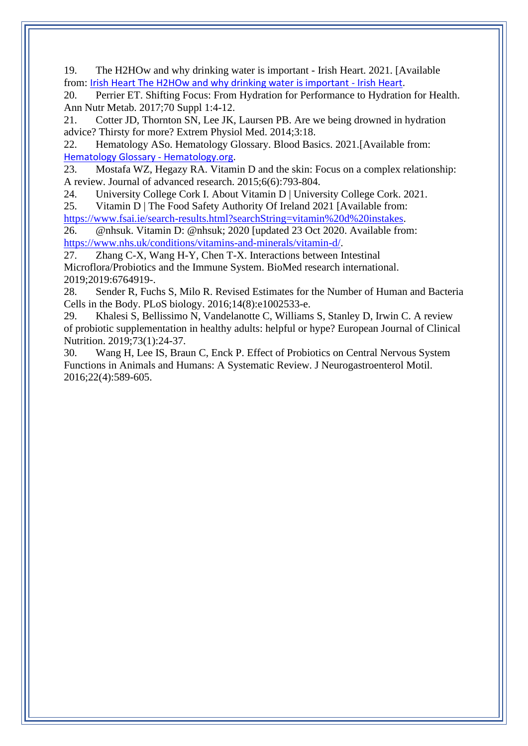19. The H2HOw and why drinking water is important - Irish Heart. 2021. [Available from: Irish Heart The H2HOw and why drinking water is important - Irish Heart.

20. Perrier ET. Shifting Focus: From Hydration for Performance to Hydration for Health. Ann Nutr Metab. 2017;70 Suppl 1:4-12.

21. Cotter JD, Thornton SN, Lee JK, Laursen PB. Are we being drowned in hydration advice? Thirsty for more? Extrem Physiol Med. 2014;3:18.

22. Hematology ASo. Hematology Glossary. Blood Basics. 2021.[Available from: Hematology Glossary - Hematology.org.

23. Mostafa WZ, Hegazy RA. Vitamin D and the skin: Focus on a complex relationship: A review. Journal of advanced research. 2015;6(6):793-804.

24. University College Cork I. About Vitamin D | University College Cork. 2021.

25. Vitamin D | The Food Safety Authority Of Ireland 2021 [Available from: https://www.fsai.ie/search-results.html?searchString=vitamin%20d%20instakes.

26. @nhsuk. Vitamin D: @nhsuk; 2020 [updated 23 Oct 2020. Available from: https://www.nhs.uk/conditions/vitamins-and-minerals/vitamin-d/.

27. Zhang C-X, Wang H-Y, Chen T-X. Interactions between Intestinal Microflora/Probiotics and the Immune System. BioMed research international. 2019;2019:6764919-.

28. Sender R, Fuchs S, Milo R. Revised Estimates for the Number of Human and Bacteria Cells in the Body. PLoS biology. 2016;14(8):e1002533-e.

29. Khalesi S, Bellissimo N, Vandelanotte C, Williams S, Stanley D, Irwin C. A review of probiotic supplementation in healthy adults: helpful or hype? European Journal of Clinical Nutrition. 2019;73(1):24-37.

30. Wang H, Lee IS, Braun C, Enck P. Effect of Probiotics on Central Nervous System Functions in Animals and Humans: A Systematic Review. J Neurogastroenterol Motil. 2016;22(4):589-605.